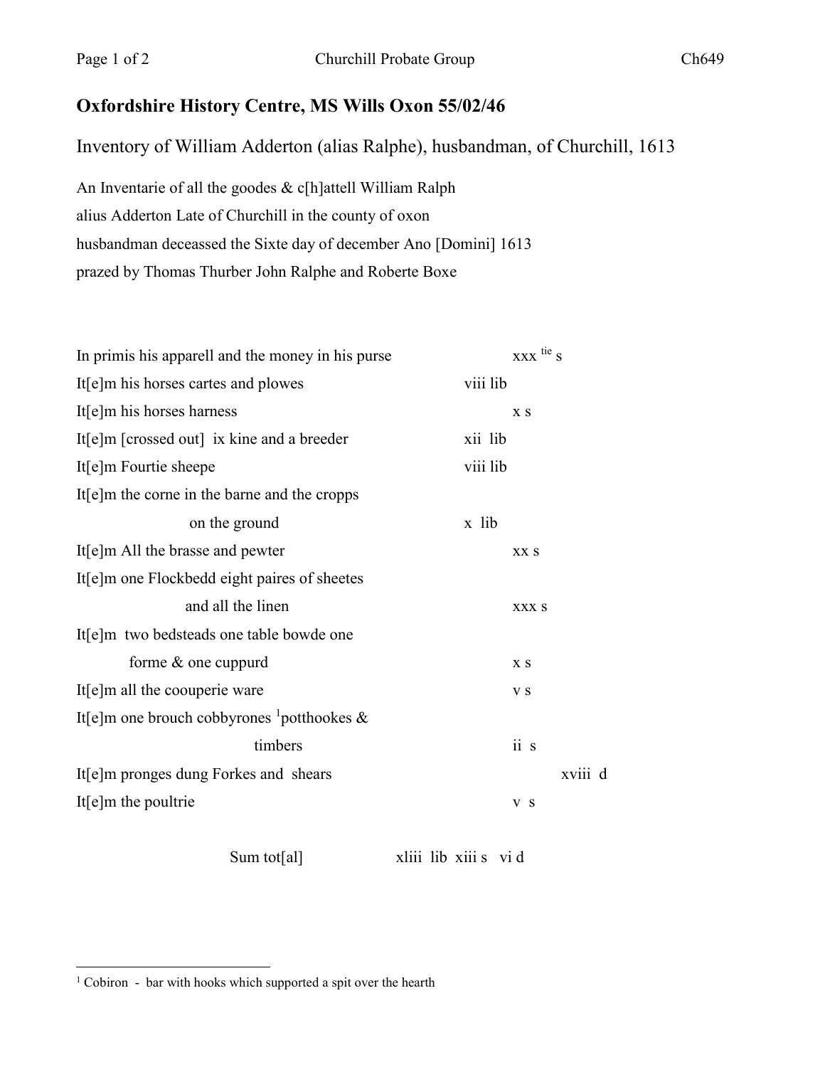## Oxfordshire History Centre, MS Wills Oxon 55/02/46

Inventory of William Adderton (alias Ralphe), husbandman, of Churchill, 1613

An Inventarie of all the goodes & c[h]attell William Ralph
alius Adderton Late of Churchill in the county of oxon
husbandman deceassed the Sixte day of december Ano [Domini] 1613
prazed by Thomas Thurber John Ralphe and Roberte Boxe

| | lib | s | d |
|---|---|---|---|
| In primis his apparell and the money in his purse | | xxx tie s | |
| It[e]m his horses cartes and plowes | viii lib | | |
| It[e]m his horses harness | | x s | |
| It[e]m [crossed out] ix kine and a breeder | xii lib | | |
| It[e]m Fourtie sheepe | viii lib | | |
| It[e]m the corne in the barne and the cropps on the ground | x lib | | |
| It[e]m All the brasse and pewter | | xx s | |
| It[e]m one Flockbedd eight paires of sheetes and all the linen | | xxx s | |
| It[e]m two bedsteads one table bowde one forme & one cuppurd | | x s | |
| It[e]m all the coouperie ware | | v s | |
| It[e]m one brouch cobbyrones [1]potthookes & timbers | | ii s | |
| It[e]m pronges dung Forkes and shears | | | xviii d |
| It[e]m the poultrie | | v s | |

Sum tot[al] xliii lib xiii s vi d

---

[1] Cobiron - bar with hooks which supported a spit over the hearth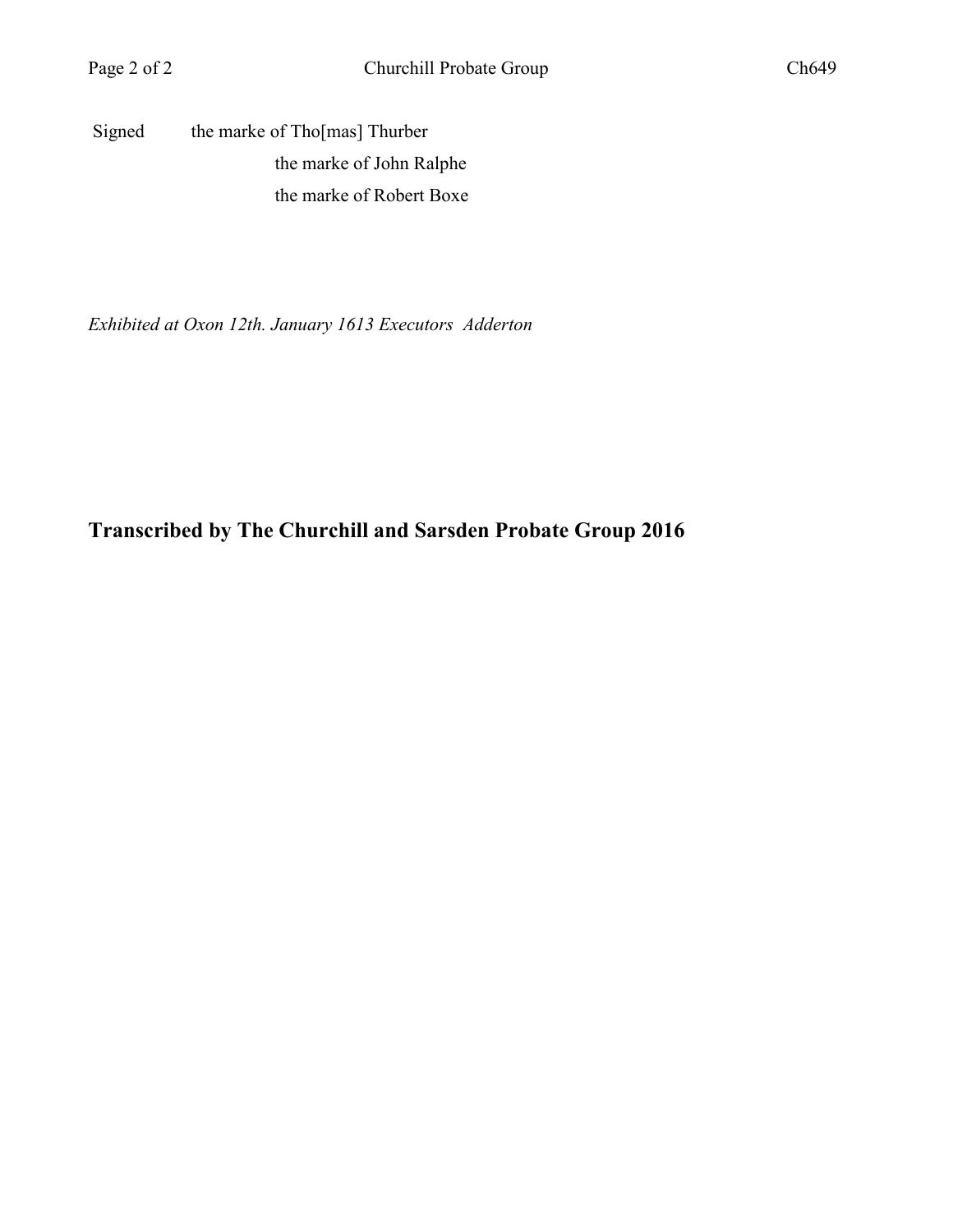Signed the marke of Tho[mas] Thurber  
the marke of John Ralphe  
the marke of Robert Boxe

*Exhibited at Oxon 12th. January 1613 Executors Adderton*

**Transcribed by The Churchill and Sarsden Probate Group 2016**